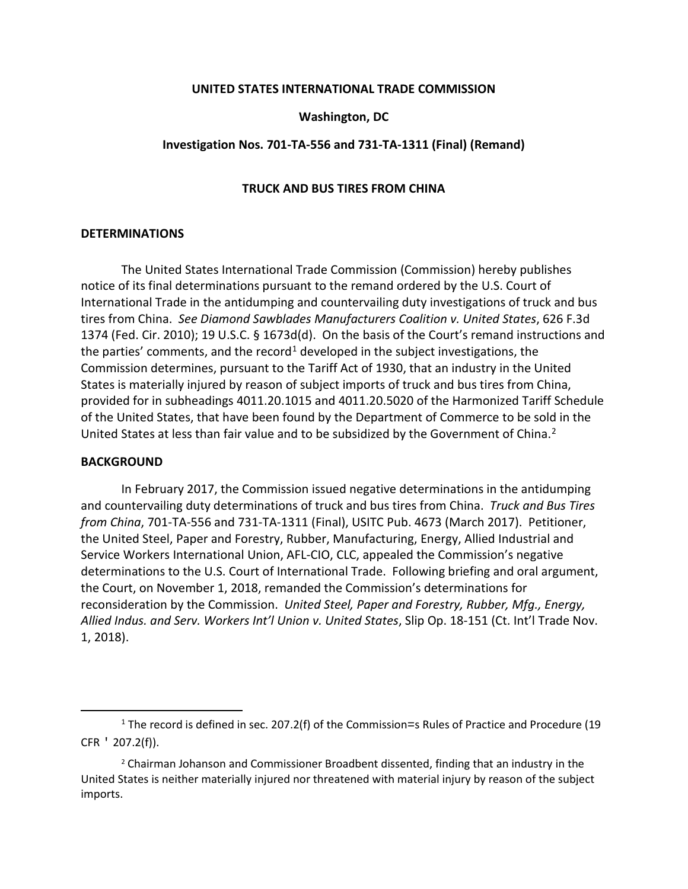**UNITED STATES INTERNATIONAL TRADE COMMISSION**

**Washington, DC**

**Investigation Nos. 701-TA-556 and 731-TA-1311 (Final) (Remand)**

**TRUCK AND BUS TIRES FROM CHINA**

## DETERMINATIONS

The United States International Trade Commission (Commission) hereby publishes notice of its final determinations pursuant to the remand ordered by the U.S. Court of International Trade in the antidumping and countervailing duty investigations of truck and bus tires from China. *See Diamond Sawblades Manufacturers Coalition v. United States*, 626 F.3d 1374 (Fed. Cir. 2010); 19 U.S.C. § 1673d(d). On the basis of the Court's remand instructions and the parties' comments, and the record[1] developed in the subject investigations, the Commission determines, pursuant to the Tariff Act of 1930, that an industry in the United States is materially injured by reason of subject imports of truck and bus tires from China, provided for in subheadings 4011.20.1015 and 4011.20.5020 of the Harmonized Tariff Schedule of the United States, that have been found by the Department of Commerce to be sold in the United States at less than fair value and to be subsidized by the Government of China.[2]

## BACKGROUND

In February 2017, the Commission issued negative determinations in the antidumping and countervailing duty determinations of truck and bus tires from China. *Truck and Bus Tires from China*, 701-TA-556 and 731-TA-1311 (Final), USITC Pub. 4673 (March 2017). Petitioner, the United Steel, Paper and Forestry, Rubber, Manufacturing, Energy, Allied Industrial and Service Workers International Union, AFL-CIO, CLC, appealed the Commission's negative determinations to the U.S. Court of International Trade. Following briefing and oral argument, the Court, on November 1, 2018, remanded the Commission's determinations for reconsideration by the Commission. *United Steel, Paper and Forestry, Rubber, Mfg., Energy, Allied Indus. and Serv. Workers Int'l Union v. United States*, Slip Op. 18-151 (Ct. Int'l Trade Nov. 1, 2018).

---

[1] The record is defined in sec. 207.2(f) of the Commission=s Rules of Practice and Procedure (19 CFR ' 207.2(f)).

[2] Chairman Johanson and Commissioner Broadbent dissented, finding that an industry in the United States is neither materially injured nor threatened with material injury by reason of the subject imports.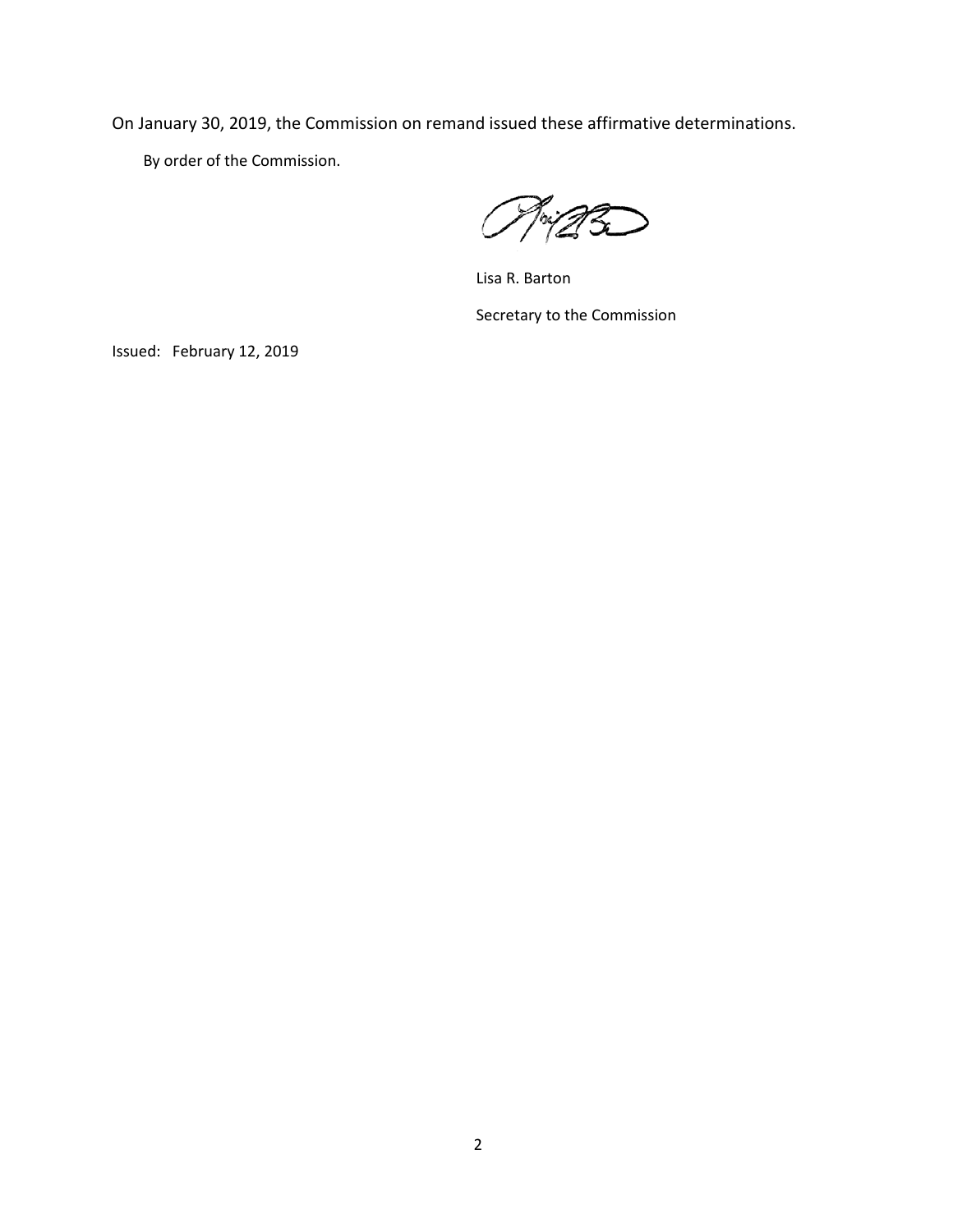On January 30, 2019, the Commission on remand issued these affirmative determinations.

By order of the Commission.

Lisa R. Barton

Secretary to the Commission

Issued: February 12, 2019